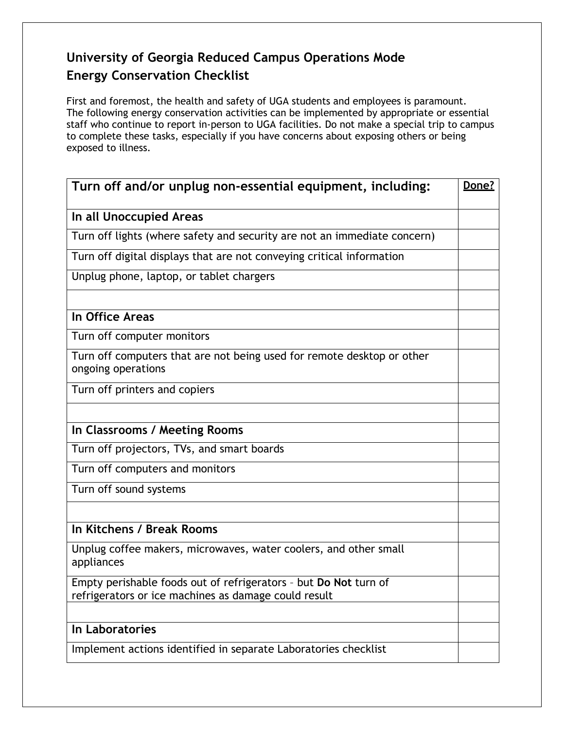# University of Georgia Reduced Campus Operations Mode
# Energy Conservation Checklist

First and foremost, the health and safety of UGA students and employees is paramount. The following energy conservation activities can be implemented by appropriate or essential staff who continue to report in-person to UGA facilities. Do not make a special trip to campus to complete these tasks, especially if you have concerns about exposing others or being exposed to illness.

| **Turn off and/or unplug non-essential equipment, including:** | **Done?** |
|---|---|
| **In all Unoccupied Areas** | |
| Turn off lights (where safety and security are not an immediate concern) | |
| Turn off digital displays that are not conveying critical information | |
| Unplug phone, laptop, or tablet chargers | |
| | |
| **In Office Areas** | |
| Turn off computer monitors | |
| Turn off computers that are not being used for remote desktop or other ongoing operations | |
| Turn off printers and copiers | |
| | |
| **In Classrooms / Meeting Rooms** | |
| Turn off projectors, TVs, and smart boards | |
| Turn off computers and monitors | |
| Turn off sound systems | |
| | |
| **In Kitchens / Break Rooms** | |
| Unplug coffee makers, microwaves, water coolers, and other small appliances | |
| Empty perishable foods out of refrigerators – but **Do Not** turn of refrigerators or ice machines as damage could result | |
| | |
| **In Laboratories** | |
| Implement actions identified in separate Laboratories checklist | |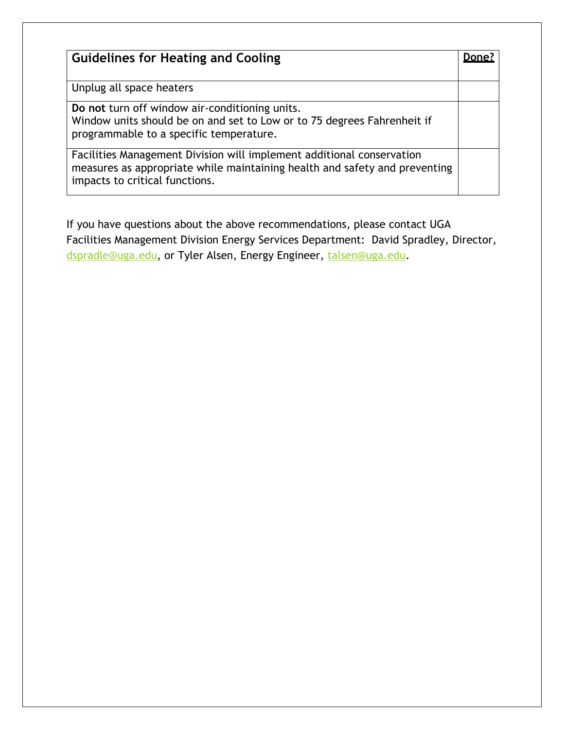| Guidelines for Heating and Cooling | Done? |
| --- | --- |
| Unplug all space heaters | |
| **Do not** turn off window air-conditioning units.<br>Window units should be on and set to Low or to 75 degrees Fahrenheit if programmable to a specific temperature. | |
| Facilities Management Division will implement additional conservation measures as appropriate while maintaining health and safety and preventing impacts to critical functions. | |

If you have questions about the above recommendations, please contact UGA Facilities Management Division Energy Services Department: David Spradley, Director, dspradle@uga.edu, or Tyler Alsen, Energy Engineer, talsen@uga.edu.